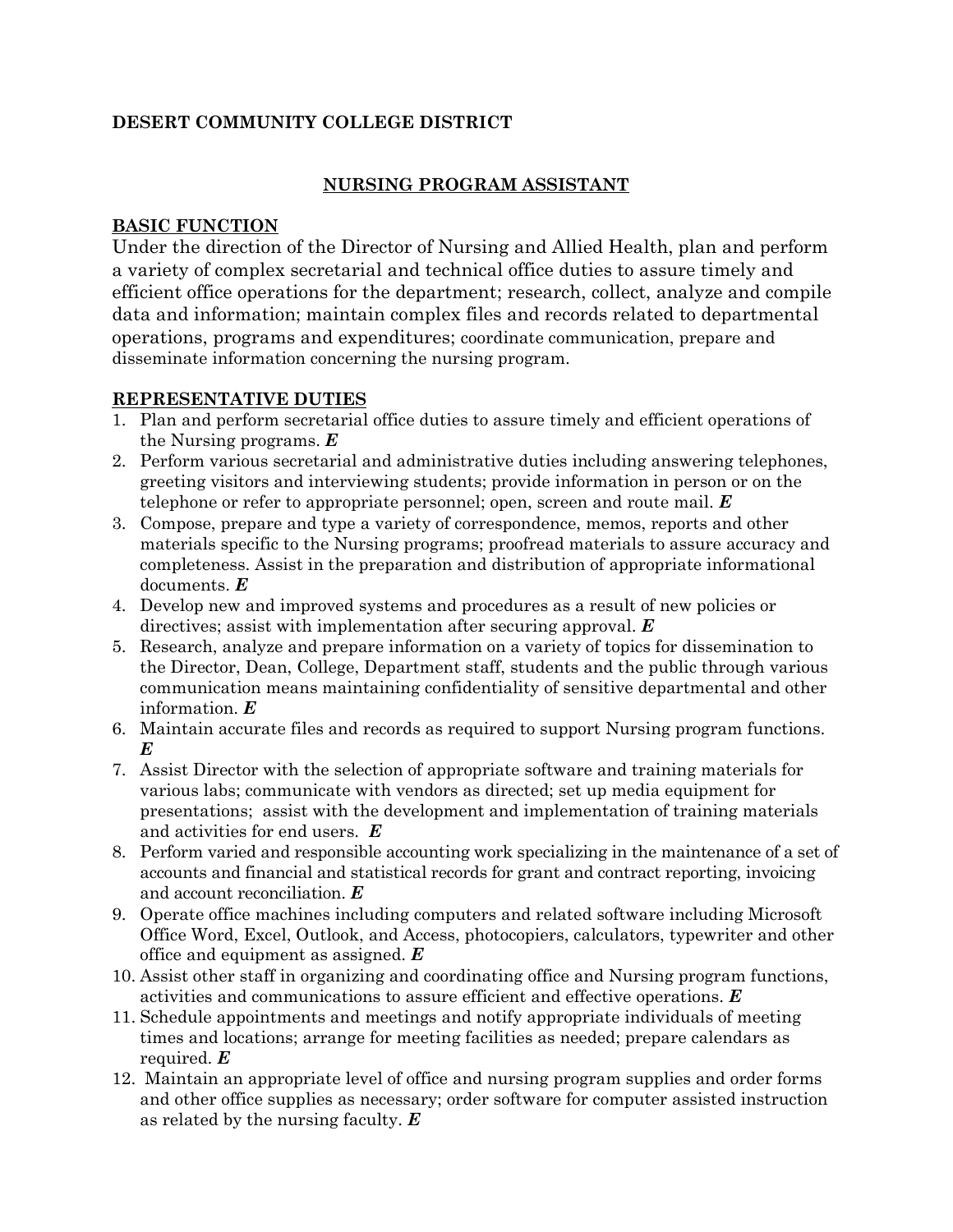**DESERT COMMUNITY COLLEGE DISTRICT**

## NURSING PROGRAM ASSISTANT

### BASIC FUNCTION

Under the direction of the Director of Nursing and Allied Health, plan and perform a variety of complex secretarial and technical office duties to assure timely and efficient office operations for the department; research, collect, analyze and compile data and information; maintain complex files and records related to departmental operations, programs and expenditures; coordinate communication, prepare and disseminate information concerning the nursing program.

### REPRESENTATIVE DUTIES

1. Plan and perform secretarial office duties to assure timely and efficient operations of the Nursing programs. ***E***
2. Perform various secretarial and administrative duties including answering telephones, greeting visitors and interviewing students; provide information in person or on the telephone or refer to appropriate personnel; open, screen and route mail. ***E***
3. Compose, prepare and type a variety of correspondence, memos, reports and other materials specific to the Nursing programs; proofread materials to assure accuracy and completeness. Assist in the preparation and distribution of appropriate informational documents. ***E***
4. Develop new and improved systems and procedures as a result of new policies or directives; assist with implementation after securing approval. ***E***
5. Research, analyze and prepare information on a variety of topics for dissemination to the Director, Dean, College, Department staff, students and the public through various communication means maintaining confidentiality of sensitive departmental and other information. ***E***
6. Maintain accurate files and records as required to support Nursing program functions. ***E***
7. Assist Director with the selection of appropriate software and training materials for various labs; communicate with vendors as directed; set up media equipment for presentations; assist with the development and implementation of training materials and activities for end users. ***E***
8. Perform varied and responsible accounting work specializing in the maintenance of a set of accounts and financial and statistical records for grant and contract reporting, invoicing and account reconciliation. ***E***
9. Operate office machines including computers and related software including Microsoft Office Word, Excel, Outlook, and Access, photocopiers, calculators, typewriter and other office and equipment as assigned. ***E***
10. Assist other staff in organizing and coordinating office and Nursing program functions, activities and communications to assure efficient and effective operations. ***E***
11. Schedule appointments and meetings and notify appropriate individuals of meeting times and locations; arrange for meeting facilities as needed; prepare calendars as required. ***E***
12. Maintain an appropriate level of office and nursing program supplies and order forms and other office supplies as necessary; order software for computer assisted instruction as related by the nursing faculty. ***E***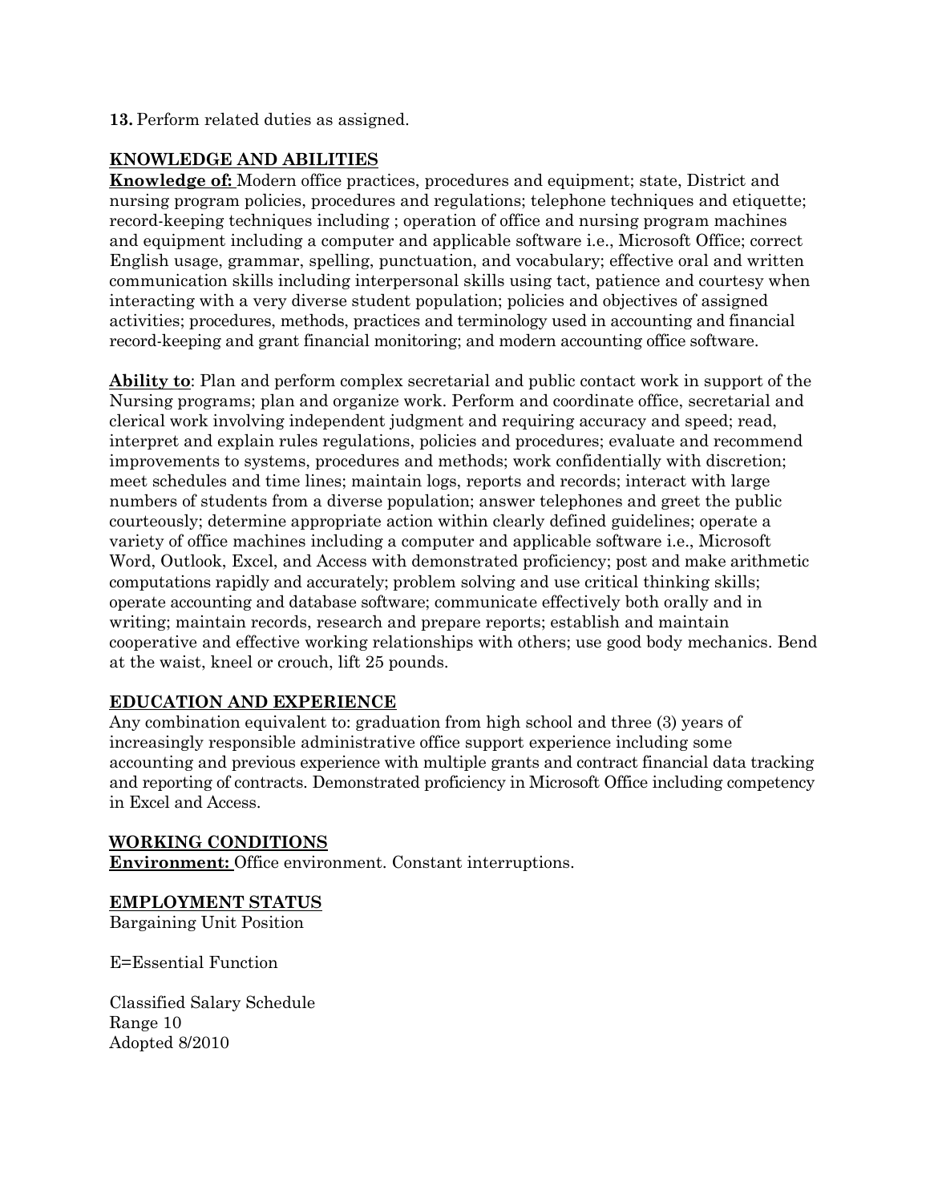**13.** Perform related duties as assigned.

## KNOWLEDGE AND ABILITIES

**Knowledge of:** Modern office practices, procedures and equipment; state, District and nursing program policies, procedures and regulations; telephone techniques and etiquette; record-keeping techniques including ; operation of office and nursing program machines and equipment including a computer and applicable software i.e., Microsoft Office; correct English usage, grammar, spelling, punctuation, and vocabulary; effective oral and written communication skills including interpersonal skills using tact, patience and courtesy when interacting with a very diverse student population; policies and objectives of assigned activities; procedures, methods, practices and terminology used in accounting and financial record-keeping and grant financial monitoring; and modern accounting office software.

**Ability to**: Plan and perform complex secretarial and public contact work in support of the Nursing programs; plan and organize work. Perform and coordinate office, secretarial and clerical work involving independent judgment and requiring accuracy and speed; read, interpret and explain rules regulations, policies and procedures; evaluate and recommend improvements to systems, procedures and methods; work confidentially with discretion; meet schedules and time lines; maintain logs, reports and records; interact with large numbers of students from a diverse population; answer telephones and greet the public courteously; determine appropriate action within clearly defined guidelines; operate a variety of office machines including a computer and applicable software i.e., Microsoft Word, Outlook, Excel, and Access with demonstrated proficiency; post and make arithmetic computations rapidly and accurately; problem solving and use critical thinking skills; operate accounting and database software; communicate effectively both orally and in writing; maintain records, research and prepare reports; establish and maintain cooperative and effective working relationships with others; use good body mechanics. Bend at the waist, kneel or crouch, lift 25 pounds.

## EDUCATION AND EXPERIENCE

Any combination equivalent to: graduation from high school and three (3) years of increasingly responsible administrative office support experience including some accounting and previous experience with multiple grants and contract financial data tracking and reporting of contracts. Demonstrated proficiency in Microsoft Office including competency in Excel and Access.

## WORKING CONDITIONS

**Environment:** Office environment. Constant interruptions.

## EMPLOYMENT STATUS

Bargaining Unit Position

E=Essential Function

Classified Salary Schedule
Range 10
Adopted 8/2010